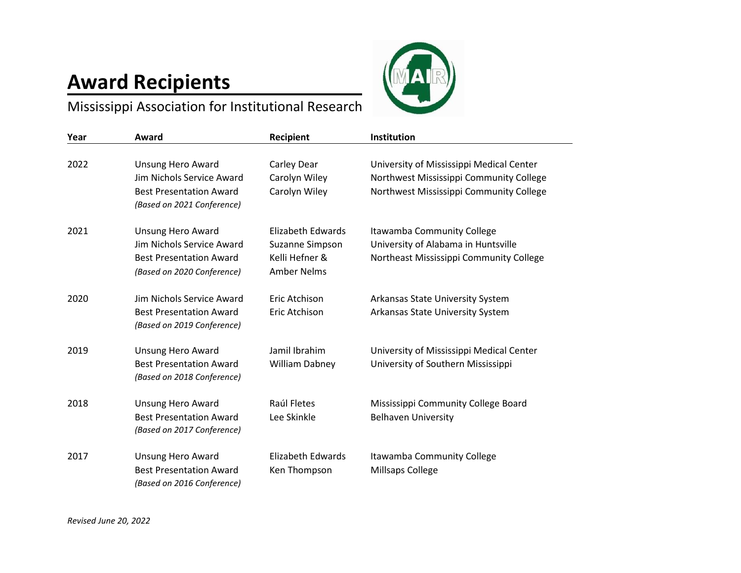# Award Recipients

Mississippi Association for Institutional Research

| Year | Award | Recipient | Institution |
|---|---|---|---|
| 2022 | Unsung Hero Award | Carley Dear | University of Mississippi Medical Center |
| | Jim Nichols Service Award | Carolyn Wiley | Northwest Mississippi Community College |
| | Best Presentation Award *(Based on 2021 Conference)* | Carolyn Wiley | Northwest Mississippi Community College |
| 2021 | Unsung Hero Award | Elizabeth Edwards | Itawamba Community College |
| | Jim Nichols Service Award | Suzanne Simpson | University of Alabama in Huntsville |
| | Best Presentation Award *(Based on 2020 Conference)* | Kelli Hefner & Amber Nelms | Northeast Mississippi Community College |
| 2020 | Jim Nichols Service Award | Eric Atchison | Arkansas State University System |
| | Best Presentation Award *(Based on 2019 Conference)* | Eric Atchison | Arkansas State University System |
| 2019 | Unsung Hero Award | Jamil Ibrahim | University of Mississippi Medical Center |
| | Best Presentation Award *(Based on 2018 Conference)* | William Dabney | University of Southern Mississippi |
| 2018 | Unsung Hero Award | Raúl Fletes | Mississippi Community College Board |
| | Best Presentation Award *(Based on 2017 Conference)* | Lee Skinkle | Belhaven University |
| 2017 | Unsung Hero Award | Elizabeth Edwards | Itawamba Community College |
| | Best Presentation Award *(Based on 2016 Conference)* | Ken Thompson | Millsaps College |

*Revised June 20, 2022*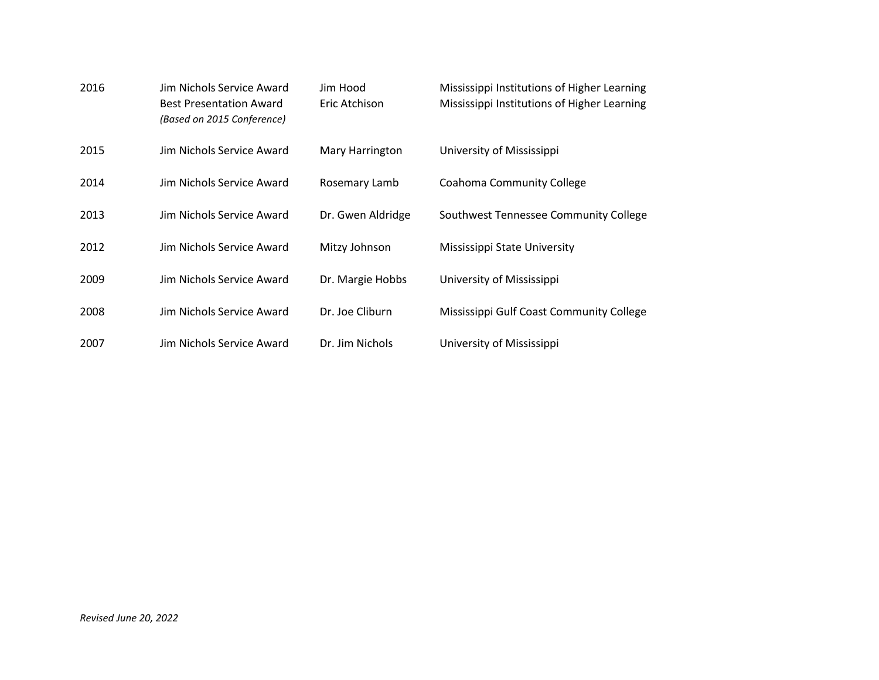| | | | |
|---|---|---|---|
| 2016 | Jim Nichols Service Award | Jim Hood | Mississippi Institutions of Higher Learning |
| | Best Presentation Award *(Based on 2015 Conference)* | Eric Atchison | Mississippi Institutions of Higher Learning |
| 2015 | Jim Nichols Service Award | Mary Harrington | University of Mississippi |
| 2014 | Jim Nichols Service Award | Rosemary Lamb | Coahoma Community College |
| 2013 | Jim Nichols Service Award | Dr. Gwen Aldridge | Southwest Tennessee Community College |
| 2012 | Jim Nichols Service Award | Mitzy Johnson | Mississippi State University |
| 2009 | Jim Nichols Service Award | Dr. Margie Hobbs | University of Mississippi |
| 2008 | Jim Nichols Service Award | Dr. Joe Cliburn | Mississippi Gulf Coast Community College |
| 2007 | Jim Nichols Service Award | Dr. Jim Nichols | University of Mississippi |

*Revised June 20, 2022*